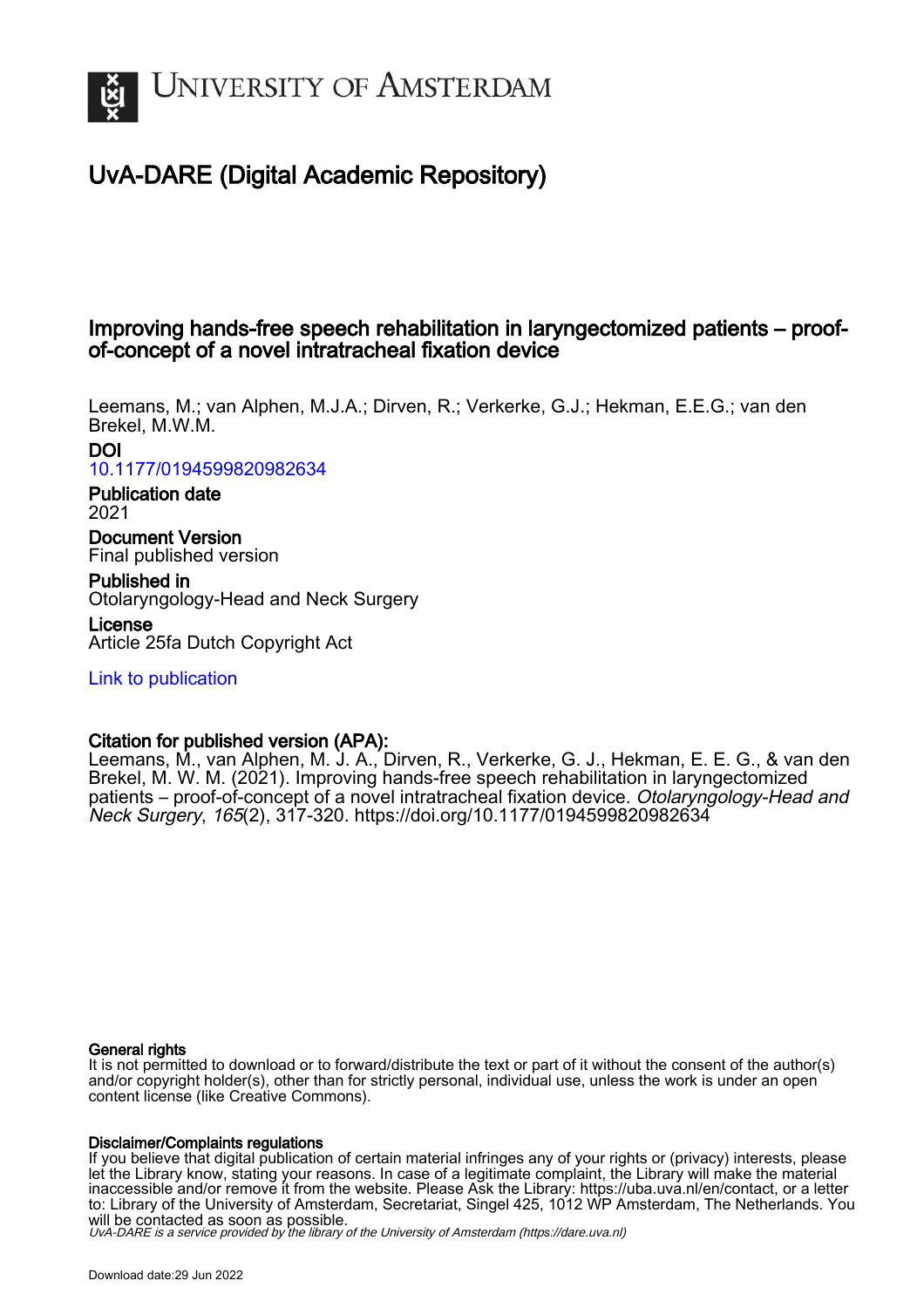# University of Amsterdam

## UvA-DARE (Digital Academic Repository)

### Improving hands-free speech rehabilitation in laryngectomized patients – proof-of-concept of a novel intratracheal fixation device

Leemans, M.; van Alphen, M.J.A.; Dirven, R.; Verkerke, G.J.; Hekman, E.E.G.; van den Brekel, M.W.M.

**DOI**
10.1177/0194599820982634

**Publication date**
2021

**Document Version**
Final published version

**Published in**
Otolaryngology-Head and Neck Surgery

**License**
Article 25fa Dutch Copyright Act

Link to publication

**Citation for published version (APA):**
Leemans, M., van Alphen, M. J. A., Dirven, R., Verkerke, G. J., Hekman, E. E. G., & van den Brekel, M. W. M. (2021). Improving hands-free speech rehabilitation in laryngectomized patients – proof-of-concept of a novel intratracheal fixation device. *Otolaryngology-Head and Neck Surgery*, *165*(2), 317-320. https://doi.org/10.1177/0194599820982634

**General rights**
It is not permitted to download or to forward/distribute the text or part of it without the consent of the author(s) and/or copyright holder(s), other than for strictly personal, individual use, unless the work is under an open content license (like Creative Commons).

**Disclaimer/Complaints regulations**
If you believe that digital publication of certain material infringes any of your rights or (privacy) interests, please let the Library know, stating your reasons. In case of a legitimate complaint, the Library will make the material inaccessible and/or remove it from the website. Please Ask the Library: https://uba.uva.nl/en/contact, or a letter to: Library of the University of Amsterdam, Secretariat, Singel 425, 1012 WP Amsterdam, The Netherlands. You will be contacted as soon as possible.

*UvA-DARE is a service provided by the library of the University of Amsterdam (https://dare.uva.nl)*

Download date:29 Jun 2022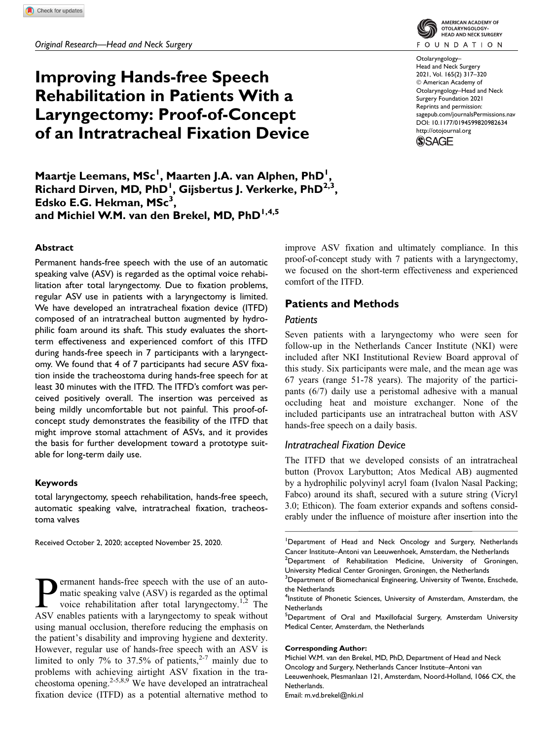Original Research—Head and Neck Surgery

# Improving Hands-free Speech Rehabilitation in Patients With a Laryngectomy: Proof-of-Concept of an Intratracheal Fixation Device

Otolaryngology–Head and Neck Surgery
2021, Vol. 165(2) 317–320
© American Academy of Otolaryngology–Head and Neck Surgery Foundation 2021
Reprints and permission: sagepub.com/journalsPermissions.nav
DOI: 10.1177/0194599820982634
http://otojournal.org

**Maartje Leemans, MSc[1], Maarten J.A. van Alphen, PhD[1], Richard Dirven, MD, PhD[1], Gijsbertus J. Verkerke, PhD[2,3], Edsko E.G. Hekman, MSc[3], and Michiel W.M. van den Brekel, MD, PhD[1,4,5]**

## Abstract

Permanent hands-free speech with the use of an automatic speaking valve (ASV) is regarded as the optimal voice rehabilitation after total laryngectomy. Due to fixation problems, regular ASV use in patients with a laryngectomy is limited. We have developed an intratracheal fixation device (ITFD) composed of an intratracheal button augmented by hydrophilic foam around its shaft. This study evaluates the short-term effectiveness and experienced comfort of this ITFD during hands-free speech in 7 participants with a laryngectomy. We found that 4 of 7 participants had secure ASV fixation inside the tracheostoma during hands-free speech for at least 30 minutes with the ITFD. The ITFD's comfort was perceived positively overall. The insertion was perceived as being mildly uncomfortable but not painful. This proof-of-concept study demonstrates the feasibility of the ITFD that might improve stomal attachment of ASVs, and it provides the basis for further development toward a prototype suitable for long-term daily use.

### Keywords

total laryngectomy, speech rehabilitation, hands-free speech, automatic speaking valve, intratracheal fixation, tracheostoma valves

Received October 2, 2020; accepted November 25, 2020.

Permanent hands-free speech with the use of an automatic speaking valve (ASV) is regarded as the optimal voice rehabilitation after total laryngectomy.[1,2] The ASV enables patients with a laryngectomy to speak without using manual occlusion, therefore reducing the emphasis on the patient's disability and improving hygiene and dexterity. However, regular use of hands-free speech with an ASV is limited to only 7% to 37.5% of patients,[2-7] mainly due to problems with achieving airtight ASV fixation in the tracheostoma opening.[2-5,8,9] We have developed an intratracheal fixation device (ITFD) as a potential alternative method to improve ASV fixation and ultimately compliance. In this proof-of-concept study with 7 patients with a laryngectomy, we focused on the short-term effectiveness and experienced comfort of the ITFD.

## Patients and Methods

### Patients

Seven patients with a laryngectomy who were seen for follow-up in the Netherlands Cancer Institute (NKI) were included after NKI Institutional Review Board approval of this study. Six participants were male, and the mean age was 67 years (range 51-78 years). The majority of the participants (6/7) daily use a peristomal adhesive with a manual occluding heat and moisture exchanger. None of the included participants use an intratracheal button with ASV hands-free speech on a daily basis.

### Intratracheal Fixation Device

The ITFD that we developed consists of an intratracheal button (Provox Larybutton; Atos Medical AB) augmented by a hydrophilic polyvinyl acryl foam (Ivalon Nasal Packing; Fabco) around its shaft, secured with a suture string (Vicryl 3.0; Ethicon). The foam exterior expands and softens considerably under the influence of moisture after insertion into the

[1]Department of Head and Neck Oncology and Surgery, Netherlands Cancer Institute–Antoni van Leeuwenhoek, Amsterdam, the Netherlands
[2]Department of Rehabilitation Medicine, University of Groningen, University Medical Center Groningen, Groningen, the Netherlands
[3]Department of Biomechanical Engineering, University of Twente, Enschede, the Netherlands
[4]Institute of Phonetic Sciences, University of Amsterdam, Amsterdam, the Netherlands
[5]Department of Oral and Maxillofacial Surgery, Amsterdam University Medical Center, Amsterdam, the Netherlands

**Corresponding Author:**
Michiel W.M. van den Brekel, MD, PhD, Department of Head and Neck Oncology and Surgery, Netherlands Cancer Institute–Antoni van Leeuwenhoek, Plesmanlaan 121, Amsterdam, Noord-Holland, 1066 CX, the Netherlands.
Email: m.vd.brekel@nki.nl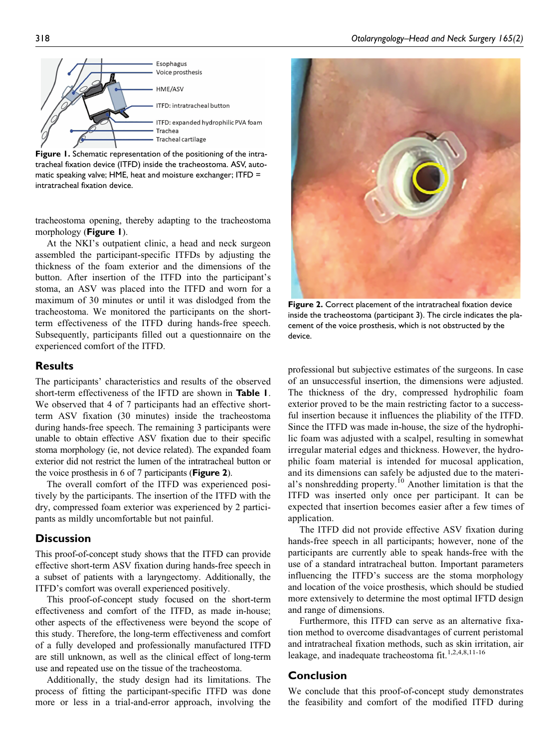Figure 1. Schematic representation of the positioning of the intratracheal fixation device (ITFD) inside the tracheostoma. ASV, automatic speaking valve; HME, heat and moisture exchanger; ITFD = intratracheal fixation device.

tracheostoma opening, thereby adapting to the tracheostoma morphology (**Figure 1**).

At the NKI's outpatient clinic, a head and neck surgeon assembled the participant-specific ITFDs by adjusting the thickness of the foam exterior and the dimensions of the button. After insertion of the ITFD into the participant's stoma, an ASV was placed into the ITFD and worn for a maximum of 30 minutes or until it was dislodged from the tracheostoma. We monitored the participants on the short-term effectiveness of the ITFD during hands-free speech. Subsequently, participants filled out a questionnaire on the experienced comfort of the ITFD.

## Results

The participants' characteristics and results of the observed short-term effectiveness of the IFTD are shown in **Table 1**. We observed that 4 of 7 participants had an effective short-term ASV fixation (30 minutes) inside the tracheostoma during hands-free speech. The remaining 3 participants were unable to obtain effective ASV fixation due to their specific stoma morphology (ie, not device related). The expanded foam exterior did not restrict the lumen of the intratracheal button or the voice prosthesis in 6 of 7 participants (**Figure 2**).

The overall comfort of the ITFD was experienced positively by the participants. The insertion of the ITFD with the dry, compressed foam exterior was experienced by 2 participants as mildly uncomfortable but not painful.

## Discussion

This proof-of-concept study shows that the ITFD can provide effective short-term ASV fixation during hands-free speech in a subset of patients with a laryngectomy. Additionally, the ITFD's comfort was overall experienced positively.

This proof-of-concept study focused on the short-term effectiveness and comfort of the ITFD, as made in-house; other aspects of the effectiveness were beyond the scope of this study. Therefore, the long-term effectiveness and comfort of a fully developed and professionally manufactured ITFD are still unknown, as well as the clinical effect of long-term use and repeated use on the tissue of the tracheostoma.

Additionally, the study design had its limitations. The process of fitting the participant-specific ITFD was done more or less in a trial-and-error approach, involving the professional but subjective estimates of the surgeons. In case of an unsuccessful insertion, the dimensions were adjusted. The thickness of the dry, compressed hydrophilic foam exterior proved to be the main restricting factor to a successful insertion because it influences the pliability of the ITFD. Since the ITFD was made in-house, the size of the hydrophilic foam was adjusted with a scalpel, resulting in somewhat irregular material edges and thickness. However, the hydrophilic foam material is intended for mucosal application, and its dimensions can safely be adjusted due to the material's nonshredding property.[10] Another limitation is that the ITFD was inserted only once per participant. It can be expected that insertion becomes easier after a few times of application.

Figure 2. Correct placement of the intratracheal fixation device inside the tracheostoma (participant 3). The circle indicates the placement of the voice prosthesis, which is not obstructed by the device.

The ITFD did not provide effective ASV fixation during hands-free speech in all participants; however, none of the participants are currently able to speak hands-free with the use of a standard intratracheal button. Important parameters influencing the ITFD's success are the stoma morphology and location of the voice prosthesis, which should be studied more extensively to determine the most optimal IFTD design and range of dimensions.

Furthermore, this ITFD can serve as an alternative fixation method to overcome disadvantages of current peristomal and intratracheal fixation methods, such as skin irritation, air leakage, and inadequate tracheostoma fit.[1,2,4,8,11-16]

## Conclusion

We conclude that this proof-of-concept study demonstrates the feasibility and comfort of the modified ITFD during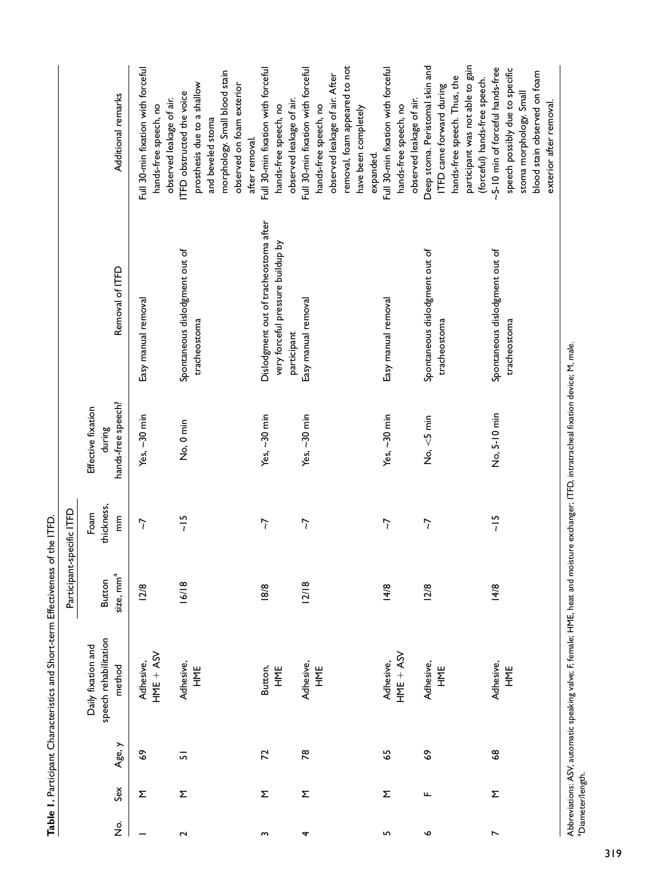**Table 1.** Participant Characteristics and Short-term Effectiveness of the ITFD.

| No. | Sex | Age, y | Daily fixation and speech rehabilitation method | Participant-specific ITFD | | Effective fixation during hands-free speech? | Removal of ITFD | Additional remarks |
|---|---|---|---|---|---|---|---|---|
| | | | | Button size, mm[a] | Foam thickness, mm | | | |
| 1 | M | 69 | Adhesive, HME + ASV | 12/8 | ~7 | Yes, ~30 min | Easy manual removal | Full 30-min fixation with forceful hands-free speech, no observed leakage of air. |
| 2 | M | 51 | Adhesive, HME | 16/18 | ~15 | No, 0 min | Spontaneous dislodgment out of tracheostoma | ITFD obstructed the voice prosthesis due to a shallow and beveled stoma morphology. Small blood stain observed on foam exterior after removal. |
| 3 | M | 72 | Button, HME | 18/8 | ~7 | Yes, ~30 min | Dislodgment out of tracheostoma after very forceful pressure buildup by participant | Full 30-min fixation with forceful hands-free speech, no observed leakage of air. |
| 4 | M | 78 | Adhesive, HME | 12/18 | ~7 | Yes, ~30 min | Easy manual removal | Full 30-min fixation with forceful hands-free speech, no observed leakage of air. After removal, foam appeared to not have been completely expanded. |
| 5 | M | 65 | Adhesive, HME + ASV | 14/8 | ~7 | Yes, ~30 min | Easy manual removal | Full 30-min fixation with forceful hands-free speech, no observed leakage of air. |
| 6 | F | 69 | Adhesive, HME | 12/8 | ~7 | No, <5 min | Spontaneous dislodgment out of tracheostoma | Deep stoma. Peristomal skin and ITFD came forward during hands-free speech. Thus, the participant was not able to gain (forceful) hands-free speech. |
| 7 | M | 68 | Adhesive, HME | 14/8 | ~15 | No, 5-10 min | Spontaneous dislodgment out of tracheostoma | ~5-10 min of forceful hands-free speech possibly due to specific stoma morphology. Small blood stain observed on foam exterior after removal. |

Abbreviations: ASV, automatic speaking valve; F, female; HME, heat and moisture exchanger; ITFD, intratracheal fixation device; M, male.
[a]Diameter/length.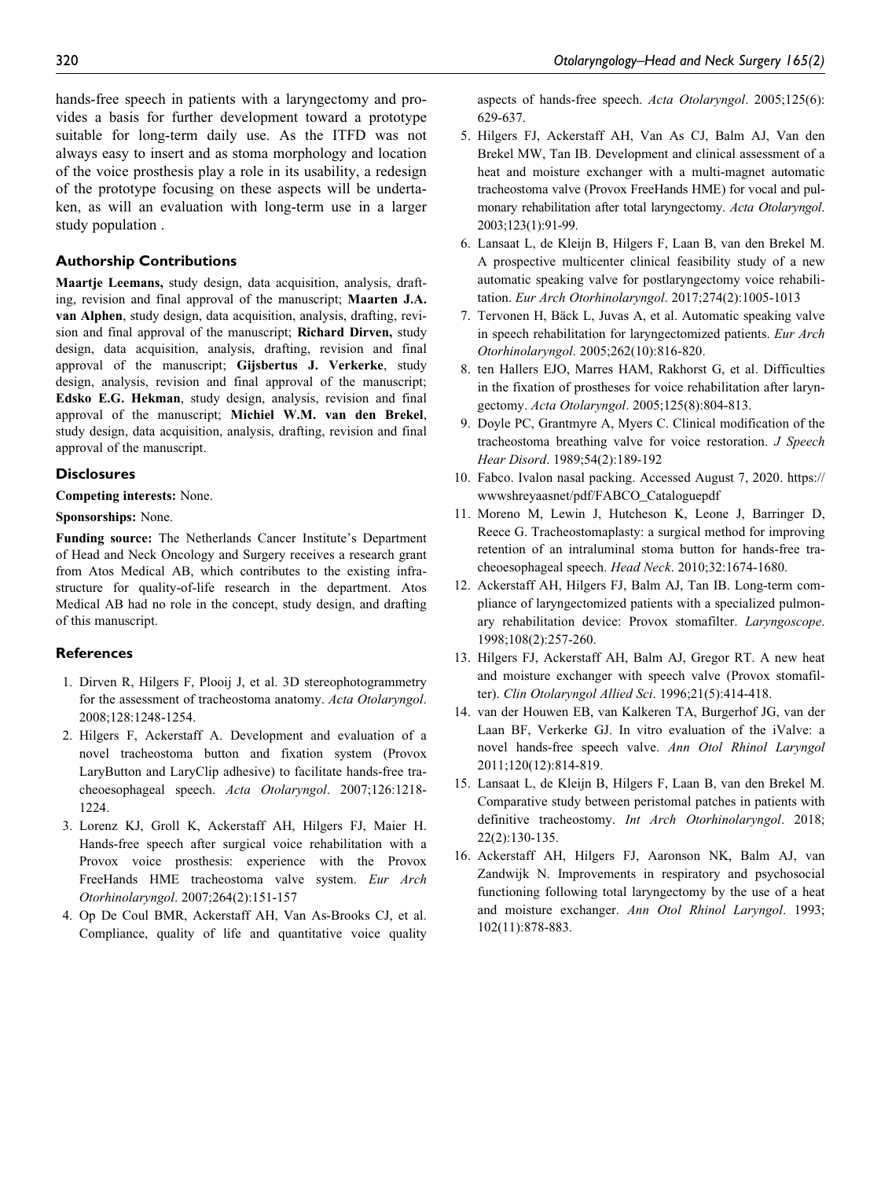hands-free speech in patients with a laryngectomy and provides a basis for further development toward a prototype suitable for long-term daily use. As the ITFD was not always easy to insert and as stoma morphology and location of the voice prosthesis play a role in its usability, a redesign of the prototype focusing on these aspects will be undertaken, as will an evaluation with long-term use in a larger study population .

### Authorship Contributions

**Maartje Leemans,** study design, data acquisition, analysis, drafting, revision and final approval of the manuscript; **Maarten J.A. van Alphen**, study design, data acquisition, analysis, drafting, revision and final approval of the manuscript; **Richard Dirven,** study design, data acquisition, analysis, drafting, revision and final approval of the manuscript; **Gijsbertus J. Verkerke**, study design, analysis, revision and final approval of the manuscript; **Edsko E.G. Hekman**, study design, analysis, revision and final approval of the manuscript; **Michiel W.M. van den Brekel**, study design, data acquisition, analysis, drafting, revision and final approval of the manuscript.

### Disclosures

**Competing interests:** None.

**Sponsorships:** None.

**Funding source:** The Netherlands Cancer Institute's Department of Head and Neck Oncology and Surgery receives a research grant from Atos Medical AB, which contributes to the existing infrastructure for quality-of-life research in the department. Atos Medical AB had no role in the concept, study design, and drafting of this manuscript.

### References

1. Dirven R, Hilgers F, Plooij J, et al. 3D stereophotogrammetry for the assessment of tracheostoma anatomy. *Acta Otolaryngol*. 2008;128:1248-1254.
2. Hilgers F, Ackerstaff A. Development and evaluation of a novel tracheostoma button and fixation system (Provox LaryButton and LaryClip adhesive) to facilitate hands-free tracheoesophageal speech. *Acta Otolaryngol*. 2007;126:1218-1224.
3. Lorenz KJ, Groll K, Ackerstaff AH, Hilgers FJ, Maier H. Hands-free speech after surgical voice rehabilitation with a Provox voice prosthesis: experience with the Provox FreeHands HME tracheostoma valve system. *Eur Arch Otorhinolaryngol*. 2007;264(2):151-157
4. Op De Coul BMR, Ackerstaff AH, Van As-Brooks CJ, et al. Compliance, quality of life and quantitative voice quality aspects of hands-free speech. *Acta Otolaryngol*. 2005;125(6):629-637.
5. Hilgers FJ, Ackerstaff AH, Van As CJ, Balm AJ, Van den Brekel MW, Tan IB. Development and clinical assessment of a heat and moisture exchanger with a multi-magnet automatic tracheostoma valve (Provox FreeHands HME) for vocal and pulmonary rehabilitation after total laryngectomy. *Acta Otolaryngol*. 2003;123(1):91-99.
6. Lansaat L, de Kleijn B, Hilgers F, Laan B, van den Brekel M. A prospective multicenter clinical feasibility study of a new automatic speaking valve for postlaryngectomy voice rehabilitation. *Eur Arch Otorhinolaryngol*. 2017;274(2):1005-1013
7. Tervonen H, Bäck L, Juvas A, et al. Automatic speaking valve in speech rehabilitation for laryngectomized patients. *Eur Arch Otorhinolaryngol*. 2005;262(10):816-820.
8. ten Hallers EJO, Marres HAM, Rakhorst G, et al. Difficulties in the fixation of prostheses for voice rehabilitation after laryngectomy. *Acta Otolaryngol*. 2005;125(8):804-813.
9. Doyle PC, Grantmyre A, Myers C. Clinical modification of the tracheostoma breathing valve for voice restoration. *J Speech Hear Disord*. 1989;54(2):189-192
10. Fabco. Ivalon nasal packing. Accessed August 7, 2020. https://wwwshreyaasnet/pdf/FABCO_Cataloguepdf
11. Moreno M, Lewin J, Hutcheson K, Leone J, Barringer D, Reece G. Tracheostomaplasty: a surgical method for improving retention of an intraluminal stoma button for hands-free tracheoesophageal speech. *Head Neck*. 2010;32:1674-1680.
12. Ackerstaff AH, Hilgers FJ, Balm AJ, Tan IB. Long-term compliance of laryngectomized patients with a specialized pulmonary rehabilitation device: Provox stomafilter. *Laryngoscope*. 1998;108(2):257-260.
13. Hilgers FJ, Ackerstaff AH, Balm AJ, Gregor RT. A new heat and moisture exchanger with speech valve (Provox stomafilter). *Clin Otolaryngol Allied Sci*. 1996;21(5):414-418.
14. van der Houwen EB, van Kalkeren TA, Burgerhof JG, van der Laan BF, Verkerke GJ. In vitro evaluation of the iValve: a novel hands-free speech valve. *Ann Otol Rhinol Laryngol* 2011;120(12):814-819.
15. Lansaat L, de Kleijn B, Hilgers F, Laan B, van den Brekel M. Comparative study between peristomal patches in patients with definitive tracheostomy. *Int Arch Otorhinolaryngol*. 2018; 22(2):130-135.
16. Ackerstaff AH, Hilgers FJ, Aaronson NK, Balm AJ, van Zandwijk N. Improvements in respiratory and psychosocial functioning following total laryngectomy by the use of a heat and moisture exchanger. *Ann Otol Rhinol Laryngol*. 1993; 102(11):878-883.